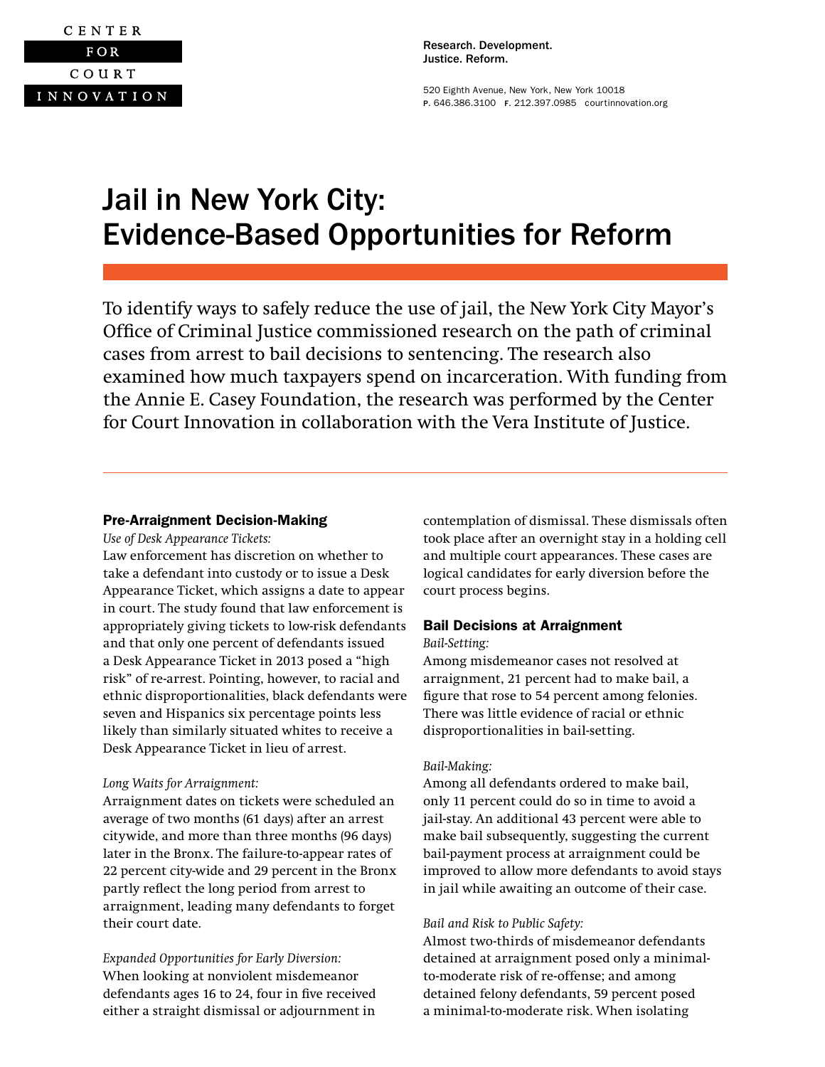CENTER FOR COURT INNOVATION

Research. Development.
Justice. Reform.

520 Eighth Avenue, New York, New York 10018
P. 646.386.3100 F. 212.397.0985 courtinnovation.org

# Jail in New York City: Evidence-Based Opportunities for Reform

To identify ways to safely reduce the use of jail, the New York City Mayor's Office of Criminal Justice commissioned research on the path of criminal cases from arrest to bail decisions to sentencing. The research also examined how much taxpayers spend on incarceration. With funding from the Annie E. Casey Foundation, the research was performed by the Center for Court Innovation in collaboration with the Vera Institute of Justice.

## Pre-Arraignment Decision-Making

*Use of Desk Appearance Tickets:*
Law enforcement has discretion on whether to take a defendant into custody or to issue a Desk Appearance Ticket, which assigns a date to appear in court. The study found that law enforcement is appropriately giving tickets to low-risk defendants and that only one percent of defendants issued a Desk Appearance Ticket in 2013 posed a "high risk" of re-arrest. Pointing, however, to racial and ethnic disproportionalities, black defendants were seven and Hispanics six percentage points less likely than similarly situated whites to receive a Desk Appearance Ticket in lieu of arrest.

*Long Waits for Arraignment:*
Arraignment dates on tickets were scheduled an average of two months (61 days) after an arrest citywide, and more than three months (96 days) later in the Bronx. The failure-to-appear rates of 22 percent city-wide and 29 percent in the Bronx partly reflect the long period from arrest to arraignment, leading many defendants to forget their court date.

*Expanded Opportunities for Early Diversion:*
When looking at nonviolent misdemeanor defendants ages 16 to 24, four in five received either a straight dismissal or adjournment in contemplation of dismissal. These dismissals often took place after an overnight stay in a holding cell and multiple court appearances. These cases are logical candidates for early diversion before the court process begins.

## Bail Decisions at Arraignment

*Bail-Setting:*
Among misdemeanor cases not resolved at arraignment, 21 percent had to make bail, a figure that rose to 54 percent among felonies. There was little evidence of racial or ethnic disproportionalities in bail-setting.

*Bail-Making:*
Among all defendants ordered to make bail, only 11 percent could do so in time to avoid a jail-stay. An additional 43 percent were able to make bail subsequently, suggesting the current bail-payment process at arraignment could be improved to allow more defendants to avoid stays in jail while awaiting an outcome of their case.

*Bail and Risk to Public Safety:*
Almost two-thirds of misdemeanor defendants detained at arraignment posed only a minimal-to-moderate risk of re-offense; and among detained felony defendants, 59 percent posed a minimal-to-moderate risk. When isolating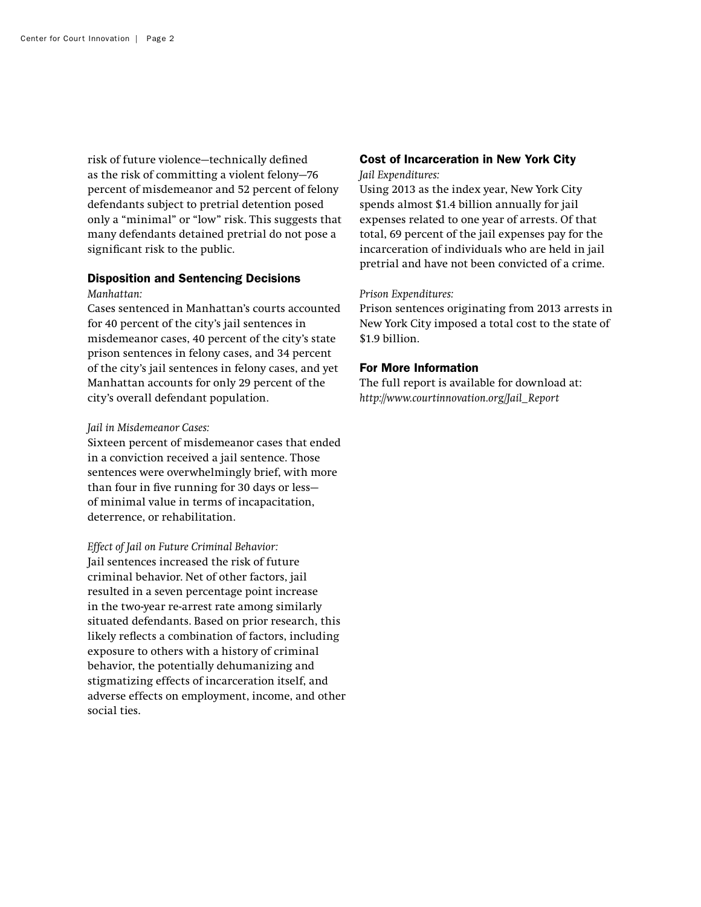risk of future violence—technically defined as the risk of committing a violent felony—76 percent of misdemeanor and 52 percent of felony defendants subject to pretrial detention posed only a "minimal" or "low" risk. This suggests that many defendants detained pretrial do not pose a significant risk to the public.

### Disposition and Sentencing Decisions

*Manhattan:*

Cases sentenced in Manhattan's courts accounted for 40 percent of the city's jail sentences in misdemeanor cases, 40 percent of the city's state prison sentences in felony cases, and 34 percent of the city's jail sentences in felony cases, and yet Manhattan accounts for only 29 percent of the city's overall defendant population.

*Jail in Misdemeanor Cases:*

Sixteen percent of misdemeanor cases that ended in a conviction received a jail sentence. Those sentences were overwhelmingly brief, with more than four in five running for 30 days or less—of minimal value in terms of incapacitation, deterrence, or rehabilitation.

*Effect of Jail on Future Criminal Behavior:*

Jail sentences increased the risk of future criminal behavior. Net of other factors, jail resulted in a seven percentage point increase in the two-year re-arrest rate among similarly situated defendants. Based on prior research, this likely reflects a combination of factors, including exposure to others with a history of criminal behavior, the potentially dehumanizing and stigmatizing effects of incarceration itself, and adverse effects on employment, income, and other social ties.

### Cost of Incarceration in New York City

*Jail Expenditures:*

Using 2013 as the index year, New York City spends almost $1.4 billion annually for jail expenses related to one year of arrests. Of that total, 69 percent of the jail expenses pay for the incarceration of individuals who are held in jail pretrial and have not been convicted of a crime.

*Prison Expenditures:*

Prison sentences originating from 2013 arrests in New York City imposed a total cost to the state of $1.9 billion.

### For More Information

The full report is available for download at: *http://www.courtinnovation.org/Jail_Report*